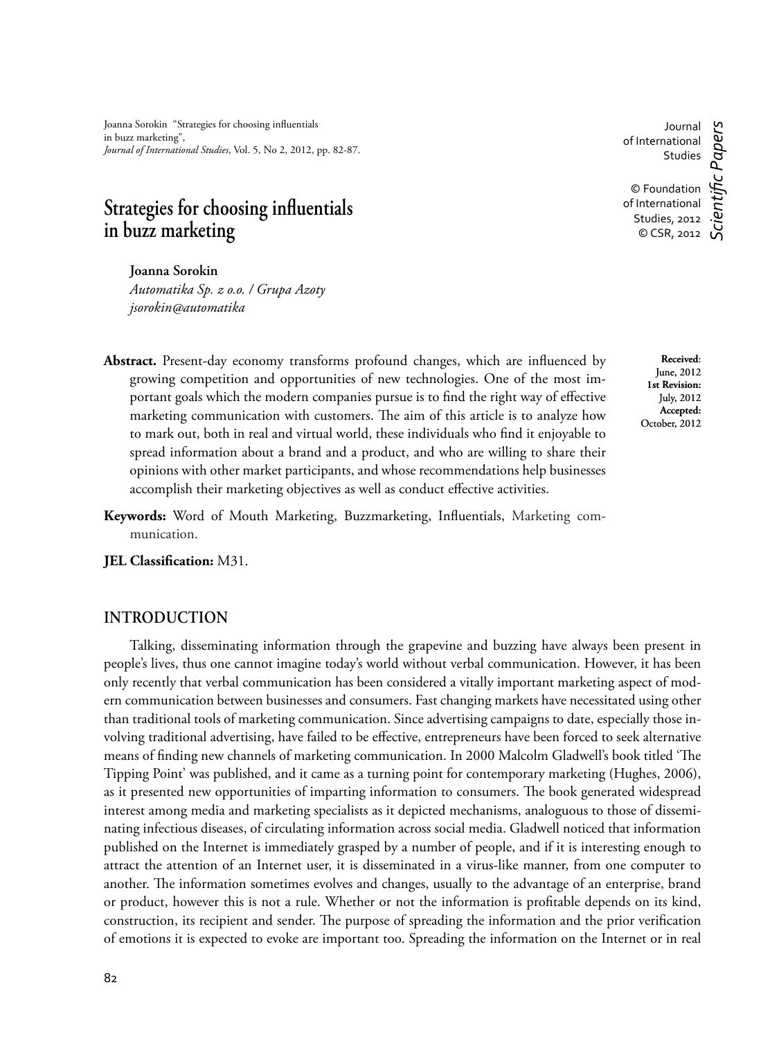Joanna Sorokin "Strategies for choosing influentials in buzz marketing", *Journal of International Studies*, Vol. 5, No 2, 2012, pp. 82-87.

Journal of International Studies

© Foundation of International Studies, 2012
© CSR, 2012

*Scientific Papers*

# Strategies for choosing influentials in buzz marketing

**Joanna Sorokin**
*Automatika Sp. z o.o. / Grupa Azoty*
*jsorokin@automatika*

**Received:** June, 2012
**1st Revision:** July, 2012
**Accepted:** October, 2012

**Abstract.** Present-day economy transforms profound changes, which are influenced by growing competition and opportunities of new technologies. One of the most important goals which the modern companies pursue is to find the right way of effective marketing communication with customers. The aim of this article is to analyze how to mark out, both in real and virtual world, these individuals who find it enjoyable to spread information about a brand and a product, and who are willing to share their opinions with other market participants, and whose recommendations help businesses accomplish their marketing objectives as well as conduct effective activities.

**Keywords:** Word of Mouth Marketing, Buzzmarketing, Influentials, Marketing communication.

**JEL Classification:** M31.

## INTRODUCTION

Talking, disseminating information through the grapevine and buzzing have always been present in people's lives, thus one cannot imagine today's world without verbal communication. However, it has been only recently that verbal communication has been considered a vitally important marketing aspect of modern communication between businesses and consumers. Fast changing markets have necessitated using other than traditional tools of marketing communication. Since advertising campaigns to date, especially those involving traditional advertising, have failed to be effective, entrepreneurs have been forced to seek alternative means of finding new channels of marketing communication. In 2000 Malcolm Gladwell's book titled 'The Tipping Point' was published, and it came as a turning point for contemporary marketing (Hughes, 2006), as it presented new opportunities of imparting information to consumers. The book generated widespread interest among media and marketing specialists as it depicted mechanisms, analoguous to those of disseminating infectious diseases, of circulating information across social media. Gladwell noticed that information published on the Internet is immediately grasped by a number of people, and if it is interesting enough to attract the attention of an Internet user, it is disseminated in a virus-like manner, from one computer to another. The information sometimes evolves and changes, usually to the advantage of an enterprise, brand or product, however this is not a rule. Whether or not the information is profitable depends on its kind, construction, its recipient and sender. The purpose of spreading the information and the prior verification of emotions it is expected to evoke are important too. Spreading the information on the Internet or in real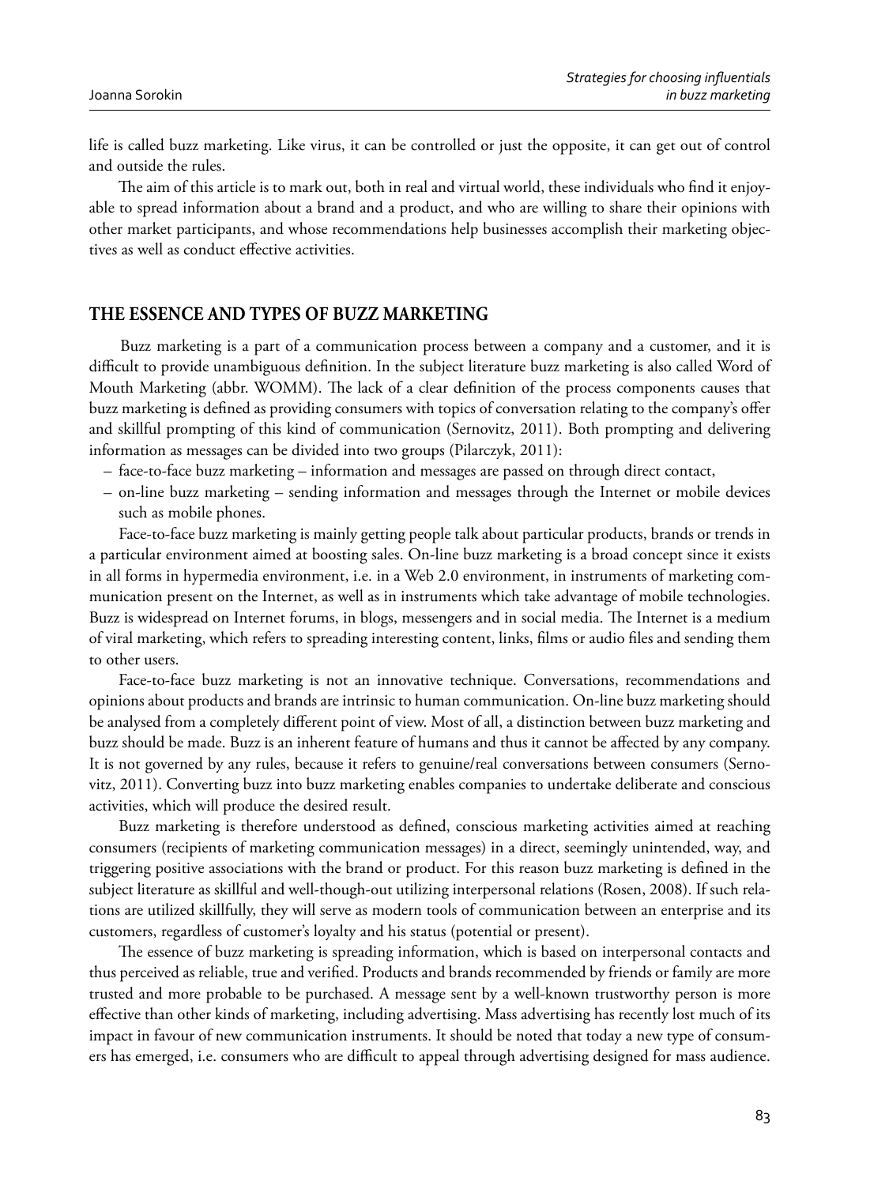life is called buzz marketing. Like virus, it can be controlled or just the opposite, it can get out of control and outside the rules.

The aim of this article is to mark out, both in real and virtual world, these individuals who find it enjoyable to spread information about a brand and a product, and who are willing to share their opinions with other market participants, and whose recommendations help businesses accomplish their marketing objectives as well as conduct effective activities.

## THE ESSENCE AND TYPES OF BUZZ MARKETING

Buzz marketing is a part of a communication process between a company and a customer, and it is difficult to provide unambiguous definition. In the subject literature buzz marketing is also called Word of Mouth Marketing (abbr. WOMM). The lack of a clear definition of the process components causes that buzz marketing is defined as providing consumers with topics of conversation relating to the company's offer and skillful prompting of this kind of communication (Sernovitz, 2011). Both prompting and delivering information as messages can be divided into two groups (Pilarczyk, 2011):

- face-to-face buzz marketing – information and messages are passed on through direct contact,
- on-line buzz marketing – sending information and messages through the Internet or mobile devices such as mobile phones.

Face-to-face buzz marketing is mainly getting people talk about particular products, brands or trends in a particular environment aimed at boosting sales. On-line buzz marketing is a broad concept since it exists in all forms in hypermedia environment, i.e. in a Web 2.0 environment, in instruments of marketing communication present on the Internet, as well as in instruments which take advantage of mobile technologies. Buzz is widespread on Internet forums, in blogs, messengers and in social media. The Internet is a medium of viral marketing, which refers to spreading interesting content, links, films or audio files and sending them to other users.

Face-to-face buzz marketing is not an innovative technique. Conversations, recommendations and opinions about products and brands are intrinsic to human communication. On-line buzz marketing should be analysed from a completely different point of view. Most of all, a distinction between buzz marketing and buzz should be made. Buzz is an inherent feature of humans and thus it cannot be affected by any company. It is not governed by any rules, because it refers to genuine/real conversations between consumers (Sernovitz, 2011). Converting buzz into buzz marketing enables companies to undertake deliberate and conscious activities, which will produce the desired result.

Buzz marketing is therefore understood as defined, conscious marketing activities aimed at reaching consumers (recipients of marketing communication messages) in a direct, seemingly unintended, way, and triggering positive associations with the brand or product. For this reason buzz marketing is defined in the subject literature as skillful and well-though-out utilizing interpersonal relations (Rosen, 2008). If such relations are utilized skillfully, they will serve as modern tools of communication between an enterprise and its customers, regardless of customer's loyalty and his status (potential or present).

The essence of buzz marketing is spreading information, which is based on interpersonal contacts and thus perceived as reliable, true and verified. Products and brands recommended by friends or family are more trusted and more probable to be purchased. A message sent by a well-known trustworthy person is more effective than other kinds of marketing, including advertising. Mass advertising has recently lost much of its impact in favour of new communication instruments. It should be noted that today a new type of consumers has emerged, i.e. consumers who are difficult to appeal through advertising designed for mass audience.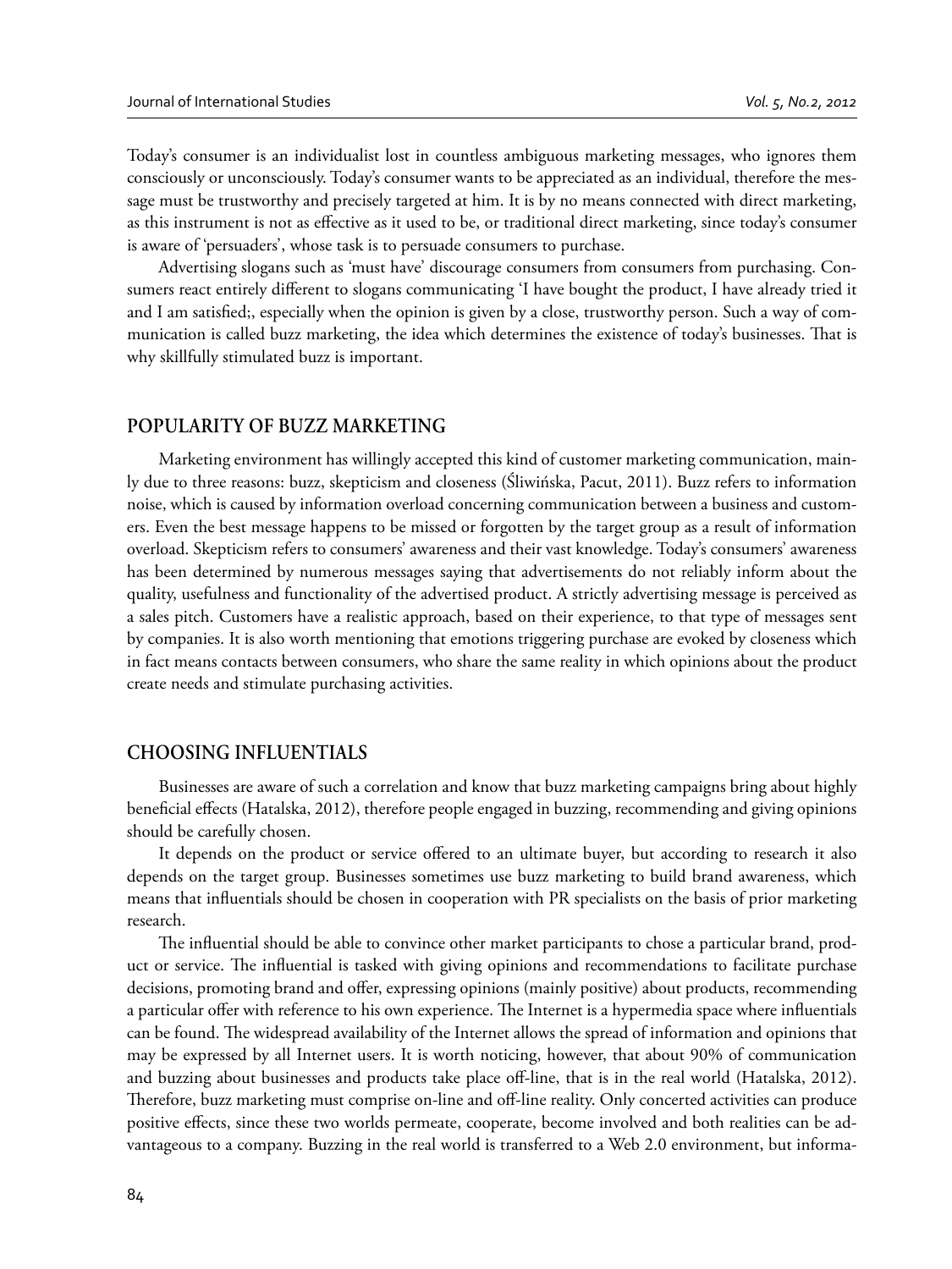Today's consumer is an individualist lost in countless ambiguous marketing messages, who ignores them consciously or unconsciously. Today's consumer wants to be appreciated as an individual, therefore the message must be trustworthy and precisely targeted at him. It is by no means connected with direct marketing, as this instrument is not as effective as it used to be, or traditional direct marketing, since today's consumer is aware of 'persuaders', whose task is to persuade consumers to purchase.

Advertising slogans such as 'must have' discourage consumers from consumers from purchasing. Consumers react entirely different to slogans communicating 'I have bought the product, I have already tried it and I am satisfied;, especially when the opinion is given by a close, trustworthy person. Such a way of communication is called buzz marketing, the idea which determines the existence of today's businesses. That is why skillfully stimulated buzz is important.

## POPULARITY OF BUZZ MARKETING

Marketing environment has willingly accepted this kind of customer marketing communication, mainly due to three reasons: buzz, skepticism and closeness (Śliwińska, Pacut, 2011). Buzz refers to information noise, which is caused by information overload concerning communication between a business and customers. Even the best message happens to be missed or forgotten by the target group as a result of information overload. Skepticism refers to consumers' awareness and their vast knowledge. Today's consumers' awareness has been determined by numerous messages saying that advertisements do not reliably inform about the quality, usefulness and functionality of the advertised product. A strictly advertising message is perceived as a sales pitch. Customers have a realistic approach, based on their experience, to that type of messages sent by companies. It is also worth mentioning that emotions triggering purchase are evoked by closeness which in fact means contacts between consumers, who share the same reality in which opinions about the product create needs and stimulate purchasing activities.

## CHOOSING INFLUENTIALS

Businesses are aware of such a correlation and know that buzz marketing campaigns bring about highly beneficial effects (Hatalska, 2012), therefore people engaged in buzzing, recommending and giving opinions should be carefully chosen.

It depends on the product or service offered to an ultimate buyer, but according to research it also depends on the target group. Businesses sometimes use buzz marketing to build brand awareness, which means that influentials should be chosen in cooperation with PR specialists on the basis of prior marketing research.

The influential should be able to convince other market participants to chose a particular brand, product or service. The influential is tasked with giving opinions and recommendations to facilitate purchase decisions, promoting brand and offer, expressing opinions (mainly positive) about products, recommending a particular offer with reference to his own experience. The Internet is a hypermedia space where influentials can be found. The widespread availability of the Internet allows the spread of information and opinions that may be expressed by all Internet users. It is worth noticing, however, that about 90% of communication and buzzing about businesses and products take place off-line, that is in the real world (Hatalska, 2012). Therefore, buzz marketing must comprise on-line and off-line reality. Only concerted activities can produce positive effects, since these two worlds permeate, cooperate, become involved and both realities can be advantageous to a company. Buzzing in the real world is transferred to a Web 2.0 environment, but informa-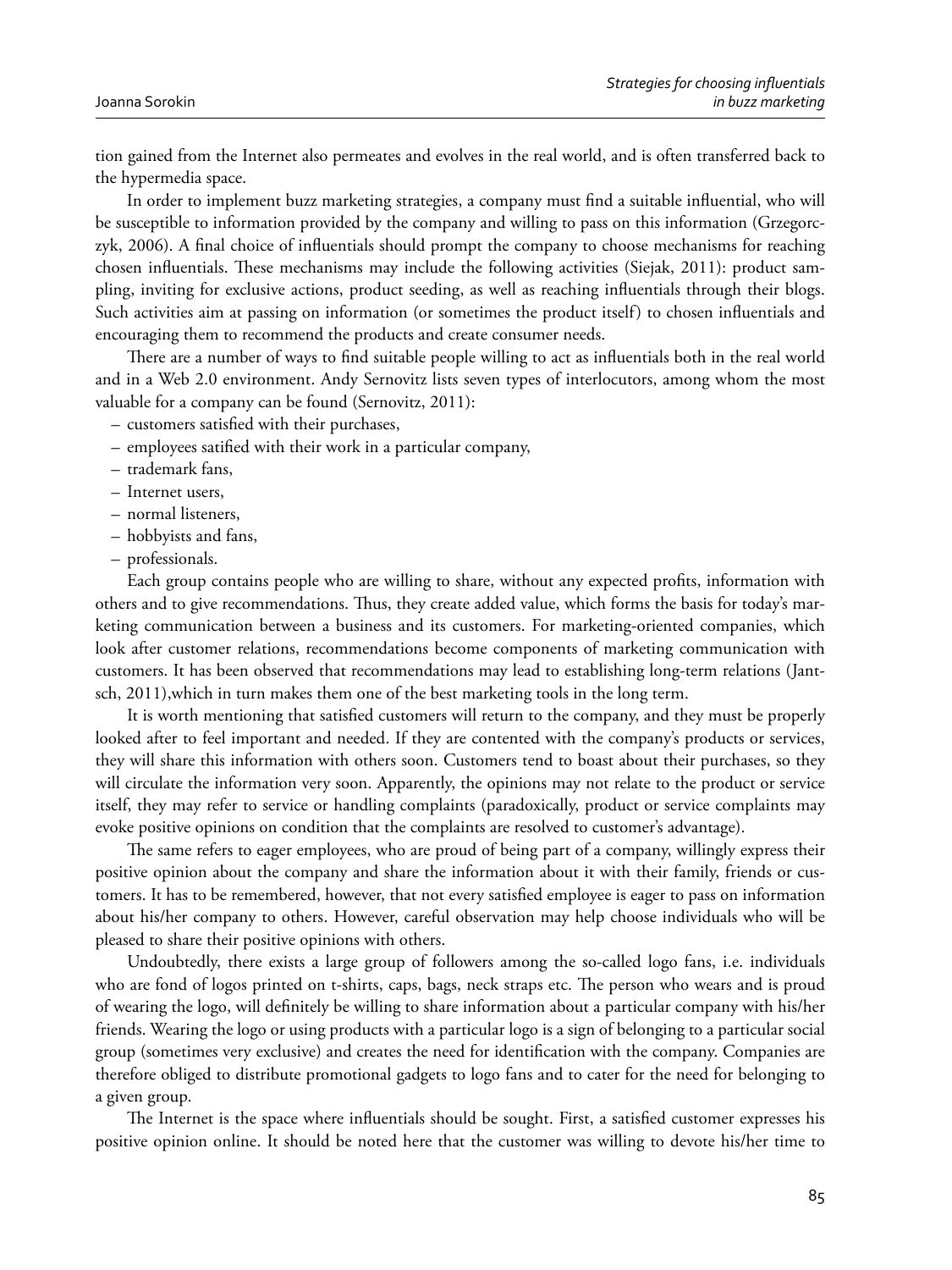tion gained from the Internet also permeates and evolves in the real world, and is often transferred back to the hypermedia space.

In order to implement buzz marketing strategies, a company must find a suitable influential, who will be susceptible to information provided by the company and willing to pass on this information (Grzegorczyk, 2006). A final choice of influentials should prompt the company to choose mechanisms for reaching chosen influentials. These mechanisms may include the following activities (Siejak, 2011): product sampling, inviting for exclusive actions, product seeding, as well as reaching influentials through their blogs. Such activities aim at passing on information (or sometimes the product itself) to chosen influentials and encouraging them to recommend the products and create consumer needs.

There are a number of ways to find suitable people willing to act as influentials both in the real world and in a Web 2.0 environment. Andy Sernovitz lists seven types of interlocutors, among whom the most valuable for a company can be found (Sernovitz, 2011):

– customers satisfied with their purchases,
– employees satified with their work in a particular company,
– trademark fans,
– Internet users,
– normal listeners,
– hobbyists and fans,
– professionals.

Each group contains people who are willing to share, without any expected profits, information with others and to give recommendations. Thus, they create added value, which forms the basis for today's marketing communication between a business and its customers. For marketing-oriented companies, which look after customer relations, recommendations become components of marketing communication with customers. It has been observed that recommendations may lead to establishing long-term relations (Jantsch, 2011),which in turn makes them one of the best marketing tools in the long term.

It is worth mentioning that satisfied customers will return to the company, and they must be properly looked after to feel important and needed. If they are contented with the company's products or services, they will share this information with others soon. Customers tend to boast about their purchases, so they will circulate the information very soon. Apparently, the opinions may not relate to the product or service itself, they may refer to service or handling complaints (paradoxically, product or service complaints may evoke positive opinions on condition that the complaints are resolved to customer's advantage).

The same refers to eager employees, who are proud of being part of a company, willingly express their positive opinion about the company and share the information about it with their family, friends or customers. It has to be remembered, however, that not every satisfied employee is eager to pass on information about his/her company to others. However, careful observation may help choose individuals who will be pleased to share their positive opinions with others.

Undoubtedly, there exists a large group of followers among the so-called logo fans, i.e. individuals who are fond of logos printed on t-shirts, caps, bags, neck straps etc. The person who wears and is proud of wearing the logo, will definitely be willing to share information about a particular company with his/her friends. Wearing the logo or using products with a particular logo is a sign of belonging to a particular social group (sometimes very exclusive) and creates the need for identification with the company. Companies are therefore obliged to distribute promotional gadgets to logo fans and to cater for the need for belonging to a given group.

The Internet is the space where influentials should be sought. First, a satisfied customer expresses his positive opinion online. It should be noted here that the customer was willing to devote his/her time to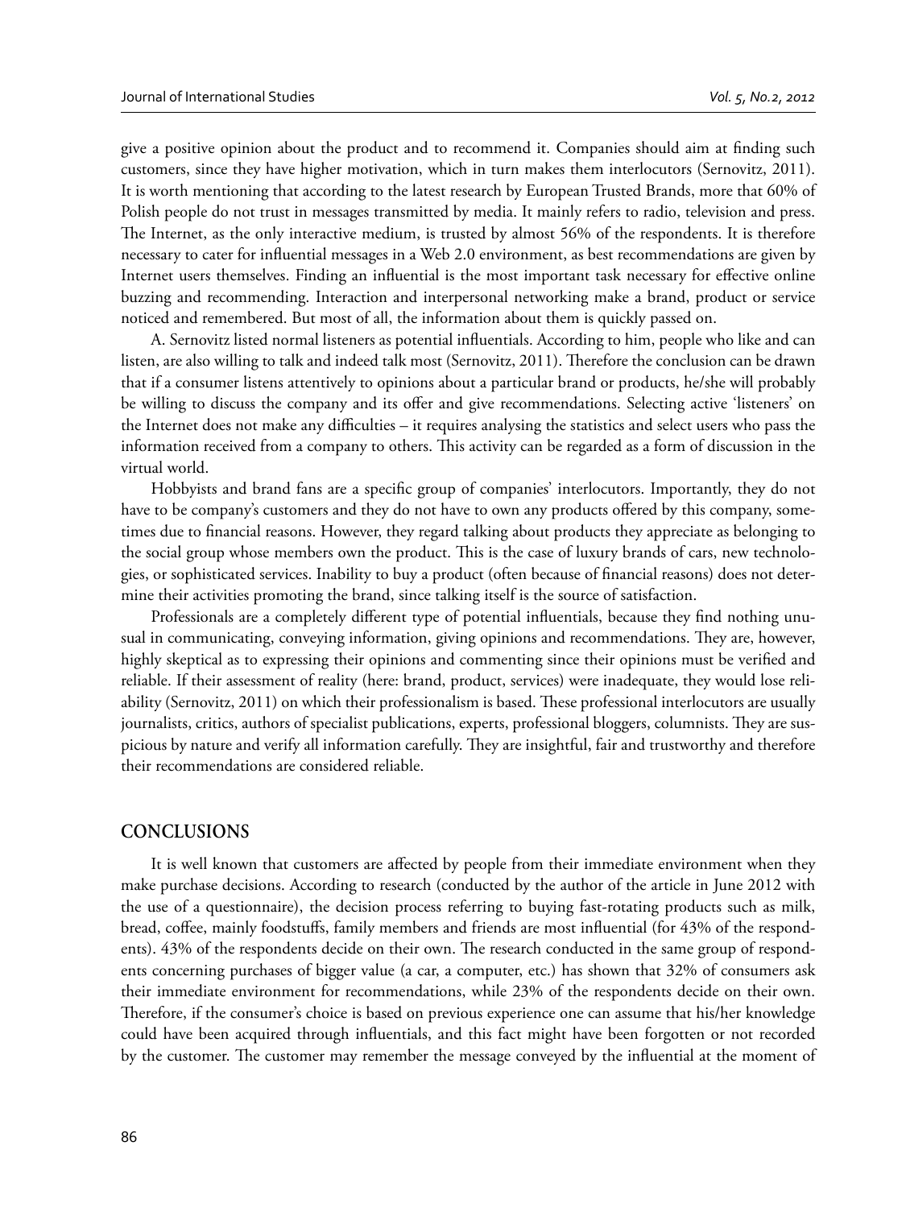give a positive opinion about the product and to recommend it. Companies should aim at finding such customers, since they have higher motivation, which in turn makes them interlocutors (Sernovitz, 2011). It is worth mentioning that according to the latest research by European Trusted Brands, more that 60% of Polish people do not trust in messages transmitted by media. It mainly refers to radio, television and press. The Internet, as the only interactive medium, is trusted by almost 56% of the respondents. It is therefore necessary to cater for influential messages in a Web 2.0 environment, as best recommendations are given by Internet users themselves. Finding an influential is the most important task necessary for effective online buzzing and recommending. Interaction and interpersonal networking make a brand, product or service noticed and remembered. But most of all, the information about them is quickly passed on.

A. Sernovitz listed normal listeners as potential influentials. According to him, people who like and can listen, are also willing to talk and indeed talk most (Sernovitz, 2011). Therefore the conclusion can be drawn that if a consumer listens attentively to opinions about a particular brand or products, he/she will probably be willing to discuss the company and its offer and give recommendations. Selecting active 'listeners' on the Internet does not make any difficulties – it requires analysing the statistics and select users who pass the information received from a company to others. This activity can be regarded as a form of discussion in the virtual world.

Hobbyists and brand fans are a specific group of companies' interlocutors. Importantly, they do not have to be company's customers and they do not have to own any products offered by this company, sometimes due to financial reasons. However, they regard talking about products they appreciate as belonging to the social group whose members own the product. This is the case of luxury brands of cars, new technologies, or sophisticated services. Inability to buy a product (often because of financial reasons) does not determine their activities promoting the brand, since talking itself is the source of satisfaction.

Professionals are a completely different type of potential influentials, because they find nothing unusual in communicating, conveying information, giving opinions and recommendations. They are, however, highly skeptical as to expressing their opinions and commenting since their opinions must be verified and reliable. If their assessment of reality (here: brand, product, services) were inadequate, they would lose reliability (Sernovitz, 2011) on which their professionalism is based. These professional interlocutors are usually journalists, critics, authors of specialist publications, experts, professional bloggers, columnists. They are suspicious by nature and verify all information carefully. They are insightful, fair and trustworthy and therefore their recommendations are considered reliable.

## CONCLUSIONS

It is well known that customers are affected by people from their immediate environment when they make purchase decisions. According to research (conducted by the author of the article in June 2012 with the use of a questionnaire), the decision process referring to buying fast-rotating products such as milk, bread, coffee, mainly foodstuffs, family members and friends are most influential (for 43% of the respondents). 43% of the respondents decide on their own. The research conducted in the same group of respondents concerning purchases of bigger value (a car, a computer, etc.) has shown that 32% of consumers ask their immediate environment for recommendations, while 23% of the respondents decide on their own. Therefore, if the consumer's choice is based on previous experience one can assume that his/her knowledge could have been acquired through influentials, and this fact might have been forgotten or not recorded by the customer. The customer may remember the message conveyed by the influential at the moment of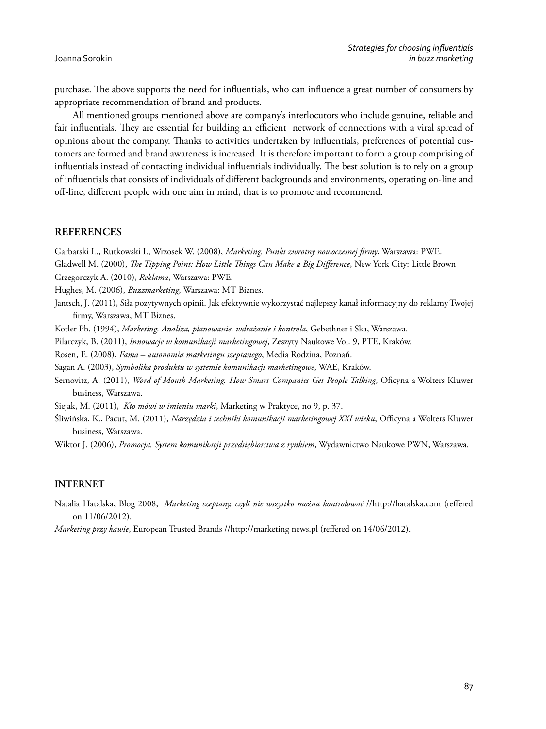purchase. The above supports the need for influentials, who can influence a great number of consumers by appropriate recommendation of brand and products.

All mentioned groups mentioned above are company's interlocutors who include genuine, reliable and fair influentials. They are essential for building an efficient network of connections with a viral spread of opinions about the company. Thanks to activities undertaken by influentials, preferences of potential customers are formed and brand awareness is increased. It is therefore important to form a group comprising of influentials instead of contacting individual influentials individually. The best solution is to rely on a group of influentials that consists of individuals of different backgrounds and environments, operating on-line and off-line, different people with one aim in mind, that is to promote and recommend.

## REFERENCES

Garbarski L., Rutkowski I., Wrzosek W. (2008), *Marketing. Punkt zwrotny nowoczesnej firmy*, Warszawa: PWE.

Gladwell M. (2000), *The Tipping Point: How Little Things Can Make a Big Difference*, New York City: Little Brown

Grzegorczyk A. (2010), *Reklama*, Warszawa: PWE.

Hughes, M. (2006), *Buzzmarketing*, Warszawa: MT Biznes.

Jantsch, J. (2011), Siła pozytywnych opinii. Jak efektywnie wykorzystać najlepszy kanał informacyjny do reklamy Twojej firmy, Warszawa, MT Biznes.

Kotler Ph. (1994), *Marketing. Analiza, planowanie, wdrażanie i kontrola*, Gebethner i Ska, Warszawa.

Pilarczyk, B. (2011), *Innowacje w komunikacji marketingowej*, Zeszyty Naukowe Vol. 9, PTE, Kraków.

Rosen, E. (2008), *Fama – autonomia marketingu szeptanego*, Media Rodzina, Poznań.

Sagan A. (2003), *Symbolika produktu w systemie komunikacji marketingowe*, WAE, Kraków.

Sernovitz, A. (2011), *Word of Mouth Marketing. How Smart Companies Get People Talking*, Oficyna a Wolters Kluwer business, Warszawa.

Siejak, M. (2011), *Kto mówi w imieniu marki*, Marketing w Praktyce, no 9, p. 37.

Śliwińska, K., Pacut, M. (2011), *Narzędzia i techniki komunikacji marketingowej XXI wieku*, Officyna a Wolters Kluwer business, Warszawa.

Wiktor J. (2006), *Promocja. System komunikacji przedsiębiorstwa z rynkiem*, Wydawnictwo Naukowe PWN, Warszawa.

## INTERNET

Natalia Hatalska, Blog 2008, *Marketing szeptany, czyli nie wszystko można kontrolować* //http://hatalska.com (reffered on 11/06/2012).

*Marketing przy kawie*, European Trusted Brands //http://marketing news.pl (reffered on 14/06/2012).